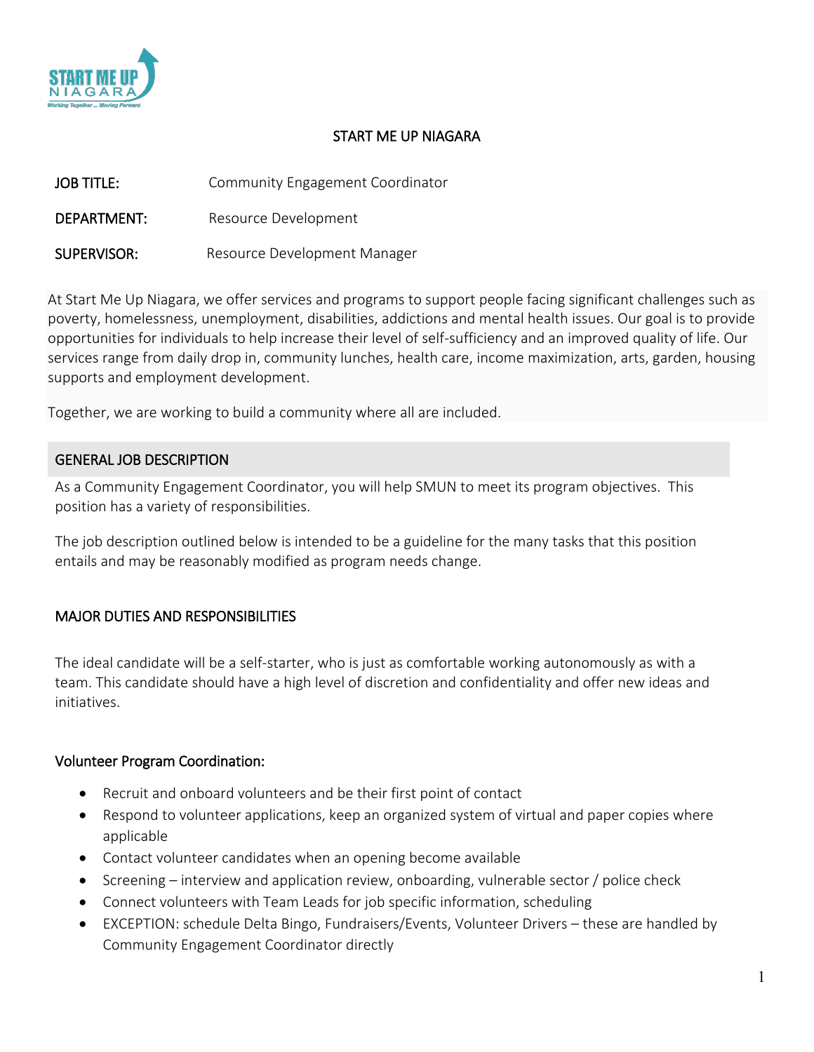# START ME UP NIAGARA

**JOB TITLE:** Community Engagement Coordinator

**DEPARTMENT:** Resource Development

**SUPERVISOR:** Resource Development Manager

At Start Me Up Niagara, we offer services and programs to support people facing significant challenges such as poverty, homelessness, unemployment, disabilities, addictions and mental health issues. Our goal is to provide opportunities for individuals to help increase their level of self-sufficiency and an improved quality of life. Our services range from daily drop in, community lunches, health care, income maximization, arts, garden, housing supports and employment development.

Together, we are working to build a community where all are included.

## GENERAL JOB DESCRIPTION

As a Community Engagement Coordinator, you will help SMUN to meet its program objectives. This position has a variety of responsibilities.

The job description outlined below is intended to be a guideline for the many tasks that this position entails and may be reasonably modified as program needs change.

## MAJOR DUTIES AND RESPONSIBILITIES

The ideal candidate will be a self-starter, who is just as comfortable working autonomously as with a team. This candidate should have a high level of discretion and confidentiality and offer new ideas and initiatives.

### Volunteer Program Coordination:

- Recruit and onboard volunteers and be their first point of contact
- Respond to volunteer applications, keep an organized system of virtual and paper copies where applicable
- Contact volunteer candidates when an opening become available
- Screening – interview and application review, onboarding, vulnerable sector / police check
- Connect volunteers with Team Leads for job specific information, scheduling
- EXCEPTION: schedule Delta Bingo, Fundraisers/Events, Volunteer Drivers – these are handled by Community Engagement Coordinator directly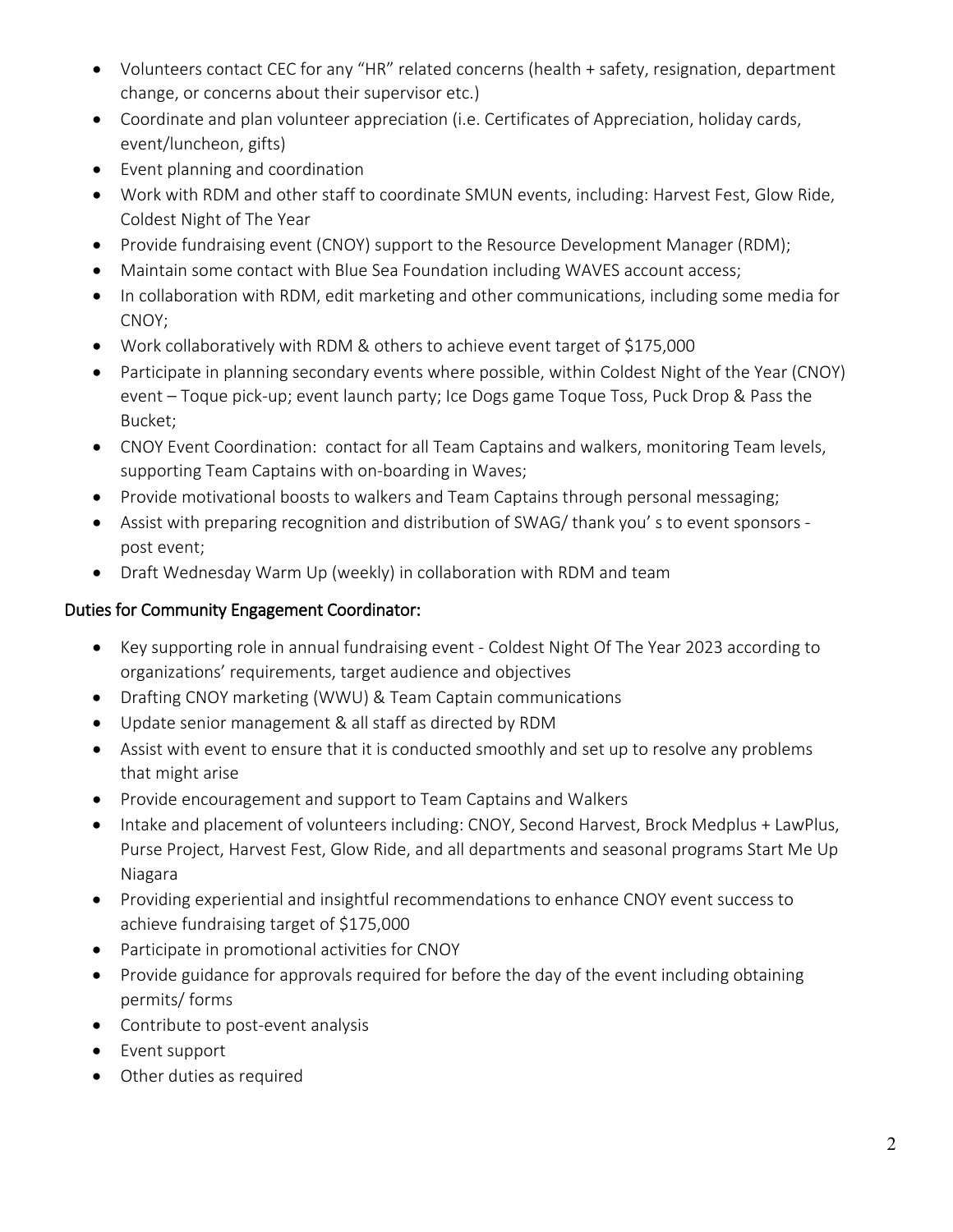- Volunteers contact CEC for any "HR" related concerns (health + safety, resignation, department change, or concerns about their supervisor etc.)
- Coordinate and plan volunteer appreciation (i.e. Certificates of Appreciation, holiday cards, event/luncheon, gifts)
- Event planning and coordination
- Work with RDM and other staff to coordinate SMUN events, including: Harvest Fest, Glow Ride, Coldest Night of The Year
- Provide fundraising event (CNOY) support to the Resource Development Manager (RDM);
- Maintain some contact with Blue Sea Foundation including WAVES account access;
- In collaboration with RDM, edit marketing and other communications, including some media for CNOY;
- Work collaboratively with RDM & others to achieve event target of $175,000
- Participate in planning secondary events where possible, within Coldest Night of the Year (CNOY) event – Toque pick-up; event launch party; Ice Dogs game Toque Toss, Puck Drop & Pass the Bucket;
- CNOY Event Coordination: contact for all Team Captains and walkers, monitoring Team levels, supporting Team Captains with on-boarding in Waves;
- Provide motivational boosts to walkers and Team Captains through personal messaging;
- Assist with preparing recognition and distribution of SWAG/ thank you' s to event sponsors - post event;
- Draft Wednesday Warm Up (weekly) in collaboration with RDM and team

### Duties for Community Engagement Coordinator:

- Key supporting role in annual fundraising event - Coldest Night Of The Year 2023 according to organizations' requirements, target audience and objectives
- Drafting CNOY marketing (WWU) & Team Captain communications
- Update senior management & all staff as directed by RDM
- Assist with event to ensure that it is conducted smoothly and set up to resolve any problems that might arise
- Provide encouragement and support to Team Captains and Walkers
- Intake and placement of volunteers including: CNOY, Second Harvest, Brock Medplus + LawPlus, Purse Project, Harvest Fest, Glow Ride, and all departments and seasonal programs Start Me Up Niagara
- Providing experiential and insightful recommendations to enhance CNOY event success to achieve fundraising target of $175,000
- Participate in promotional activities for CNOY
- Provide guidance for approvals required for before the day of the event including obtaining permits/ forms
- Contribute to post-event analysis
- Event support
- Other duties as required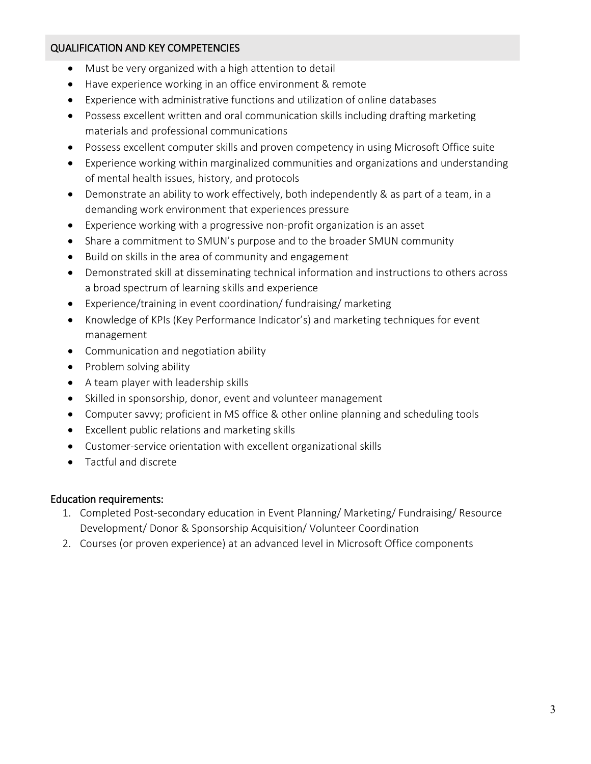## QUALIFICATION AND KEY COMPETENCIES

- Must be very organized with a high attention to detail
- Have experience working in an office environment & remote
- Experience with administrative functions and utilization of online databases
- Possess excellent written and oral communication skills including drafting marketing materials and professional communications
- Possess excellent computer skills and proven competency in using Microsoft Office suite
- Experience working within marginalized communities and organizations and understanding of mental health issues, history, and protocols
- Demonstrate an ability to work effectively, both independently & as part of a team, in a demanding work environment that experiences pressure
- Experience working with a progressive non-profit organization is an asset
- Share a commitment to SMUN's purpose and to the broader SMUN community
- Build on skills in the area of community and engagement
- Demonstrated skill at disseminating technical information and instructions to others across a broad spectrum of learning skills and experience
- Experience/training in event coordination/ fundraising/ marketing
- Knowledge of KPIs (Key Performance Indicator's) and marketing techniques for event management
- Communication and negotiation ability
- Problem solving ability
- A team player with leadership skills
- Skilled in sponsorship, donor, event and volunteer management
- Computer savvy; proficient in MS office & other online planning and scheduling tools
- Excellent public relations and marketing skills
- Customer-service orientation with excellent organizational skills
- Tactful and discrete

### Education requirements:

1. Completed Post-secondary education in Event Planning/ Marketing/ Fundraising/ Resource Development/ Donor & Sponsorship Acquisition/ Volunteer Coordination
2. Courses (or proven experience) at an advanced level in Microsoft Office components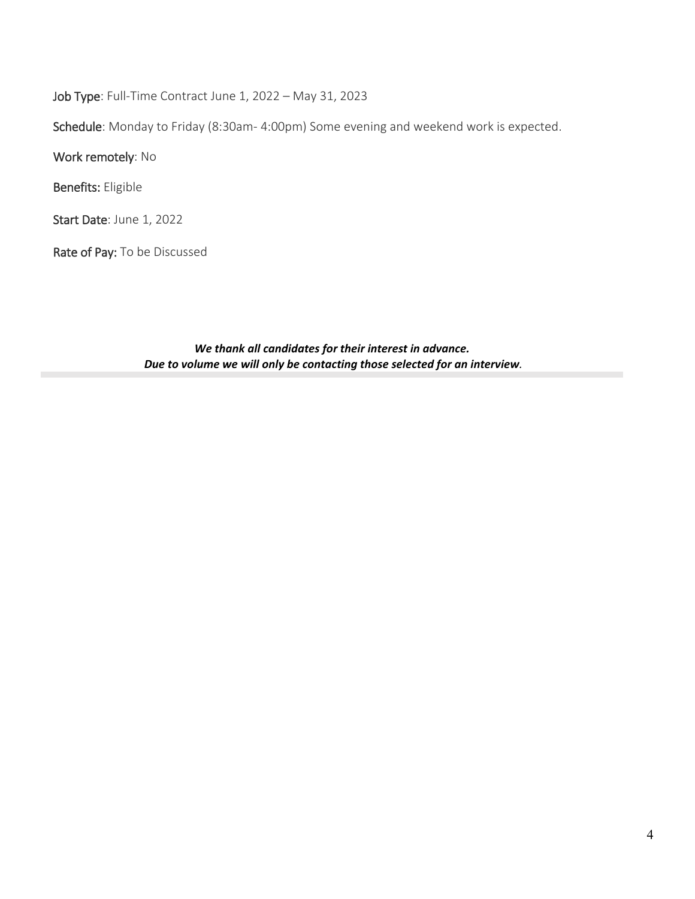Job Type: Full-Time Contract June 1, 2022 – May 31, 2023

Schedule: Monday to Friday (8:30am- 4:00pm) Some evening and weekend work is expected.

Work remotely: No

Benefits: Eligible

Start Date: June 1, 2022

Rate of Pay: To be Discussed

***We thank all candidates for their interest in advance.***
***Due to volume we will only be contacting those selected for an interview.***